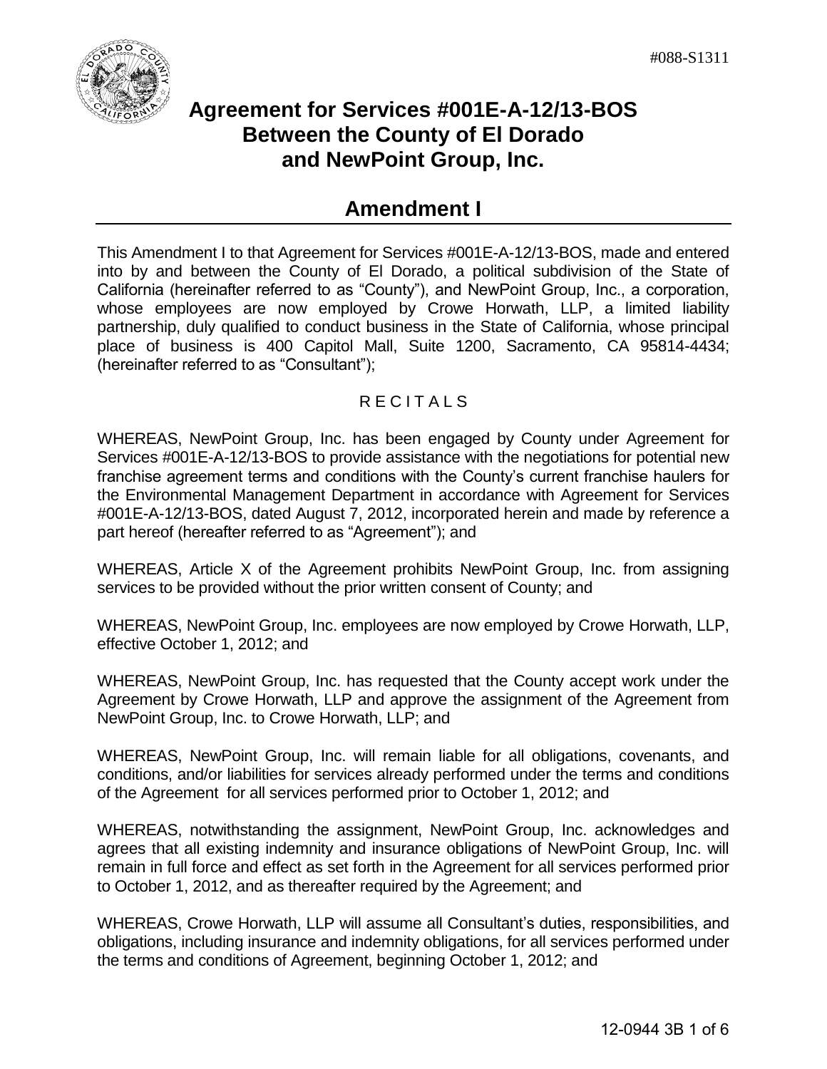#088-S1311

# Agreement for Services #001E-A-12/13-BOS Between the County of El Dorado and NewPoint Group, Inc.

## Amendment I

This Amendment I to that Agreement for Services #001E-A-12/13-BOS, made and entered into by and between the County of El Dorado, a political subdivision of the State of California (hereinafter referred to as "County"), and NewPoint Group, Inc., a corporation, whose employees are now employed by Crowe Horwath, LLP, a limited liability partnership, duly qualified to conduct business in the State of California, whose principal place of business is 400 Capitol Mall, Suite 1200, Sacramento, CA 95814-4434; (hereinafter referred to as "Consultant");

R E C I T A L S

WHEREAS, NewPoint Group, Inc. has been engaged by County under Agreement for Services #001E-A-12/13-BOS to provide assistance with the negotiations for potential new franchise agreement terms and conditions with the County's current franchise haulers for the Environmental Management Department in accordance with Agreement for Services #001E-A-12/13-BOS, dated August 7, 2012, incorporated herein and made by reference a part hereof (hereafter referred to as "Agreement"); and

WHEREAS, Article X of the Agreement prohibits NewPoint Group, Inc. from assigning services to be provided without the prior written consent of County; and

WHEREAS, NewPoint Group, Inc. employees are now employed by Crowe Horwath, LLP, effective October 1, 2012; and

WHEREAS, NewPoint Group, Inc. has requested that the County accept work under the Agreement by Crowe Horwath, LLP and approve the assignment of the Agreement from NewPoint Group, Inc. to Crowe Horwath, LLP; and

WHEREAS, NewPoint Group, Inc. will remain liable for all obligations, covenants, and conditions, and/or liabilities for services already performed under the terms and conditions of the Agreement for all services performed prior to October 1, 2012; and

WHEREAS, notwithstanding the assignment, NewPoint Group, Inc. acknowledges and agrees that all existing indemnity and insurance obligations of NewPoint Group, Inc. will remain in full force and effect as set forth in the Agreement for all services performed prior to October 1, 2012, and as thereafter required by the Agreement; and

WHEREAS, Crowe Horwath, LLP will assume all Consultant's duties, responsibilities, and obligations, including insurance and indemnity obligations, for all services performed under the terms and conditions of Agreement, beginning October 1, 2012; and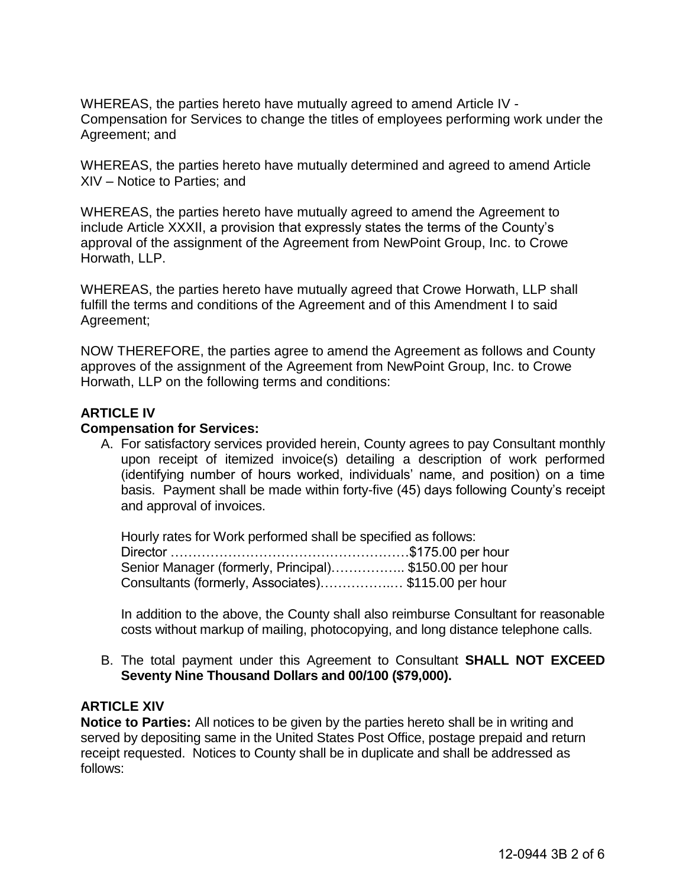WHEREAS, the parties hereto have mutually agreed to amend Article IV - Compensation for Services to change the titles of employees performing work under the Agreement; and

WHEREAS, the parties hereto have mutually determined and agreed to amend Article XIV – Notice to Parties; and

WHEREAS, the parties hereto have mutually agreed to amend the Agreement to include Article XXXII, a provision that expressly states the terms of the County's approval of the assignment of the Agreement from NewPoint Group, Inc. to Crowe Horwath, LLP.

WHEREAS, the parties hereto have mutually agreed that Crowe Horwath, LLP shall fulfill the terms and conditions of the Agreement and of this Amendment I to said Agreement;

NOW THEREFORE, the parties agree to amend the Agreement as follows and County approves of the assignment of the Agreement from NewPoint Group, Inc. to Crowe Horwath, LLP on the following terms and conditions:

**ARTICLE IV**

**Compensation for Services:**

A. For satisfactory services provided herein, County agrees to pay Consultant monthly upon receipt of itemized invoice(s) detailing a description of work performed (identifying number of hours worked, individuals' name, and position) on a time basis. Payment shall be made within forty-five (45) days following County's receipt and approval of invoices.

   Hourly rates for Work performed shall be specified as follows:
   Director ………………………………………………$175.00 per hour
   Senior Manager (formerly, Principal)…………….. $150.00 per hour
   Consultants (formerly, Associates)…………….… $115.00 per hour

   In addition to the above, the County shall also reimburse Consultant for reasonable costs without markup of mailing, photocopying, and long distance telephone calls.

B. The total payment under this Agreement to Consultant **SHALL NOT EXCEED Seventy Nine Thousand Dollars and 00/100 ($79,000).**

**ARTICLE XIV**

**Notice to Parties:** All notices to be given by the parties hereto shall be in writing and served by depositing same in the United States Post Office, postage prepaid and return receipt requested. Notices to County shall be in duplicate and shall be addressed as follows: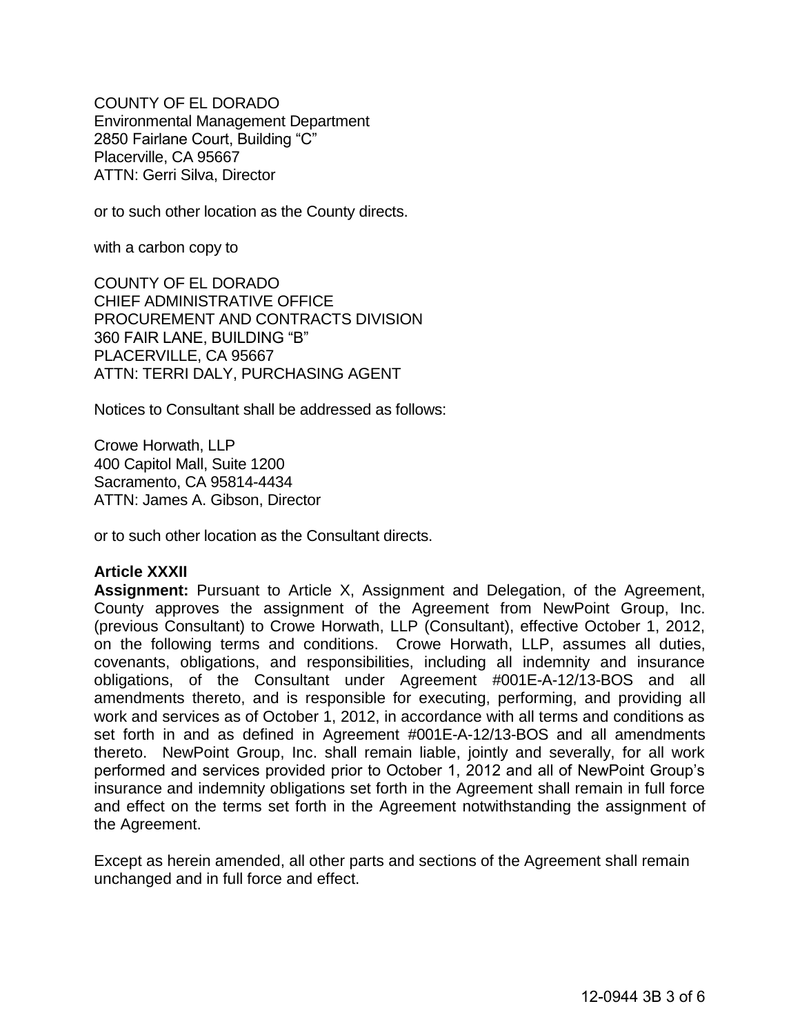COUNTY OF EL DORADO
Environmental Management Department
2850 Fairlane Court, Building "C"
Placerville, CA 95667
ATTN: Gerri Silva, Director

or to such other location as the County directs.

with a carbon copy to

COUNTY OF EL DORADO
CHIEF ADMINISTRATIVE OFFICE
PROCUREMENT AND CONTRACTS DIVISION
360 FAIR LANE, BUILDING "B"
PLACERVILLE, CA 95667
ATTN: TERRI DALY, PURCHASING AGENT

Notices to Consultant shall be addressed as follows:

Crowe Horwath, LLP
400 Capitol Mall, Suite 1200
Sacramento, CA 95814-4434
ATTN: James A. Gibson, Director

or to such other location as the Consultant directs.

**Article XXXII**

**Assignment:** Pursuant to Article X, Assignment and Delegation, of the Agreement, County approves the assignment of the Agreement from NewPoint Group, Inc. (previous Consultant) to Crowe Horwath, LLP (Consultant), effective October 1, 2012, on the following terms and conditions. Crowe Horwath, LLP, assumes all duties, covenants, obligations, and responsibilities, including all indemnity and insurance obligations, of the Consultant under Agreement #001E-A-12/13-BOS and all amendments thereto, and is responsible for executing, performing, and providing all work and services as of October 1, 2012, in accordance with all terms and conditions as set forth in and as defined in Agreement #001E-A-12/13-BOS and all amendments thereto. NewPoint Group, Inc. shall remain liable, jointly and severally, for all work performed and services provided prior to October 1, 2012 and all of NewPoint Group's insurance and indemnity obligations set forth in the Agreement shall remain in full force and effect on the terms set forth in the Agreement notwithstanding the assignment of the Agreement.

Except as herein amended, all other parts and sections of the Agreement shall remain unchanged and in full force and effect.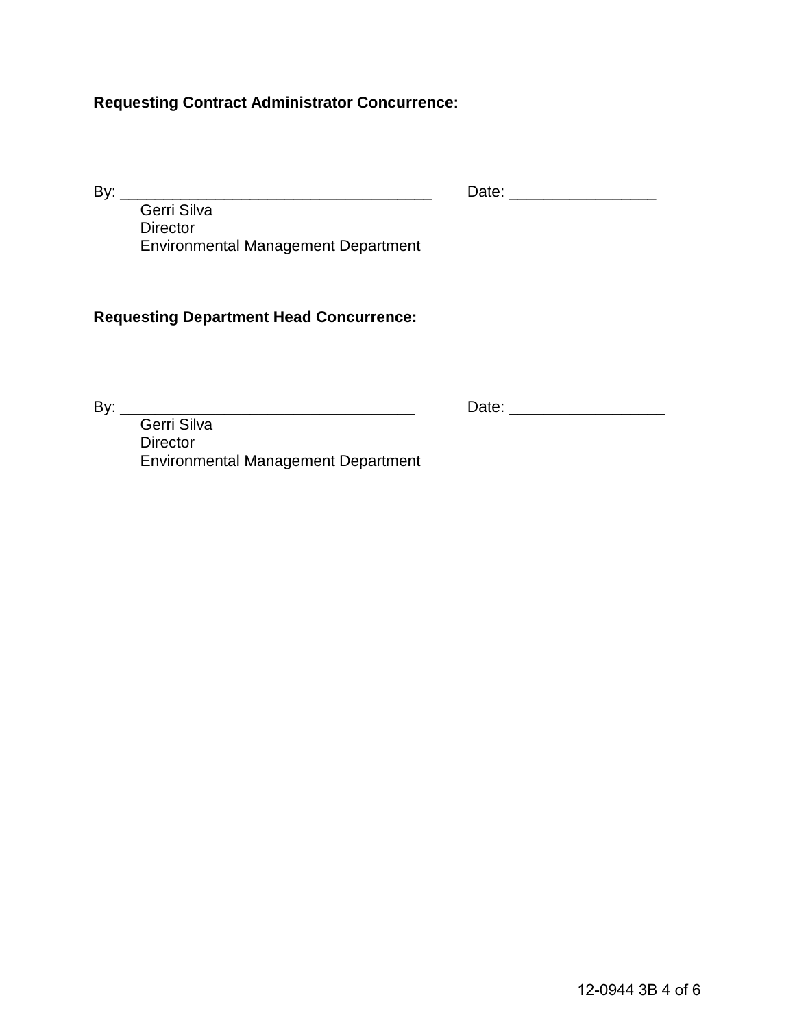**Requesting Contract Administrator Concurrence:**

By: ____________________________________ Date: _________________

Gerri Silva
Director
Environmental Management Department

**Requesting Department Head Concurrence:**

By: __________________________________ Date: __________________

Gerri Silva
Director
Environmental Management Department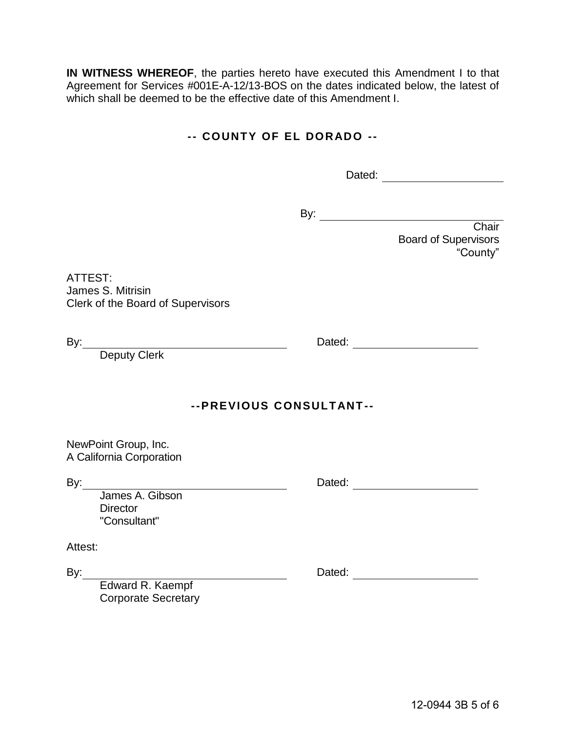**IN WITNESS WHEREOF**, the parties hereto have executed this Amendment I to that Agreement for Services #001E-A-12/13-BOS on the dates indicated below, the latest of which shall be deemed to be the effective date of this Amendment I.

**-- COUNTY OF EL DORADO --**

Dated: ____________________

By: ____________________________
Chair
Board of Supervisors
"County"

ATTEST:
James S. Mitrisin
Clerk of the Board of Supervisors

By: ____________________________ Dated: ____________________
Deputy Clerk

**--PREVIOUS CONSULTANT--**

NewPoint Group, Inc.
A California Corporation

By: ____________________________ Dated: ____________________
James A. Gibson
Director
"Consultant"

Attest:

By: ____________________________ Dated: ____________________
Edward R. Kaempf
Corporate Secretary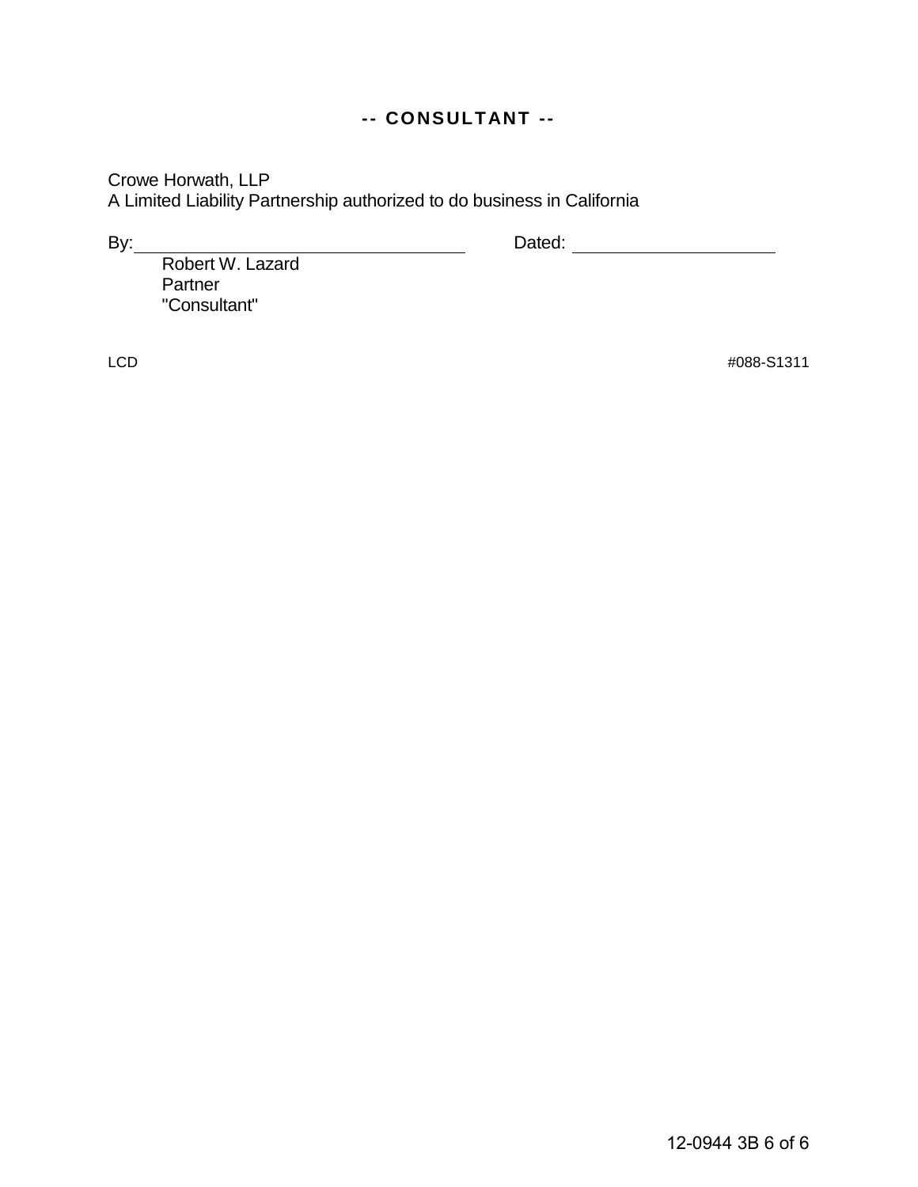**-- CONSULTANT --**

Crowe Horwath, LLP
A Limited Liability Partnership authorized to do business in California

By: \_\_\_\_\_\_\_\_\_\_\_\_\_\_\_\_\_\_\_\_\_\_\_\_\_\_\_\_\_\_\_\_ Dated: \_\_\_\_\_\_\_\_\_\_\_\_\_\_\_\_\_\_\_\_

Robert W. Lazard
Partner
"Consultant"

LCD #088-S1311